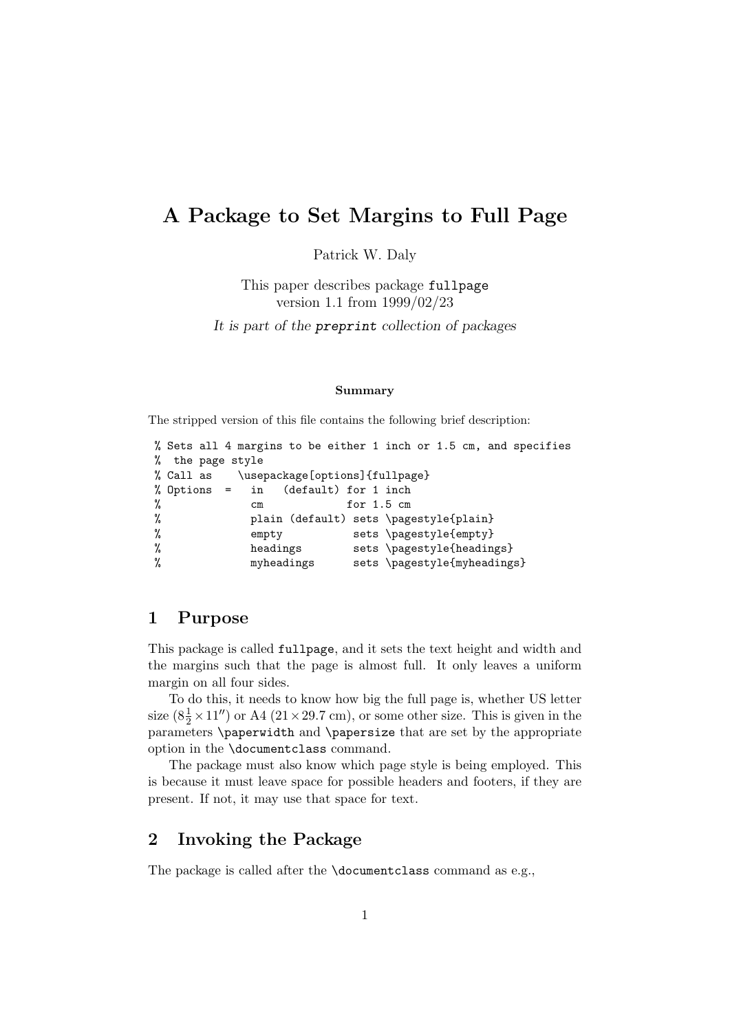# A Package to Set Margins to Full Page

Patrick W. Daly

This paper describes package `fullpage`
version 1.1 from 1999/02/23

*It is part of the* `preprint` *collection of packages*

**Summary**

The stripped version of this file contains the following brief description:

```
% Sets all 4 margins to be either 1 inch or 1.5 cm, and specifies
%  the page style
% Call as    \usepackage[options]{fullpage}
% Options  =   in   (default) for 1 inch
%              cm             for 1.5 cm
%              plain (default) sets \pagestyle{plain}
%              empty           sets \pagestyle{empty}
%              headings        sets \pagestyle{headings}
%              myheadings      sets \pagestyle{myheadings}
```

## 1 Purpose

This package is called `fullpage`, and it sets the text height and width and the margins such that the page is almost full. It only leaves a uniform margin on all four sides.

To do this, it needs to know how big the full page is, whether US letter size ($8\frac{1}{2} \times 11''$) or A4 ($21 \times 29.7$ cm), or some other size. This is given in the parameters `\paperwidth` and `\papersize` that are set by the appropriate option in the `\documentclass` command.

The package must also know which page style is being employed. This is because it must leave space for possible headers and footers, if they are present. If not, it may use that space for text.

## 2 Invoking the Package

The package is called after the `\documentclass` command as e.g.,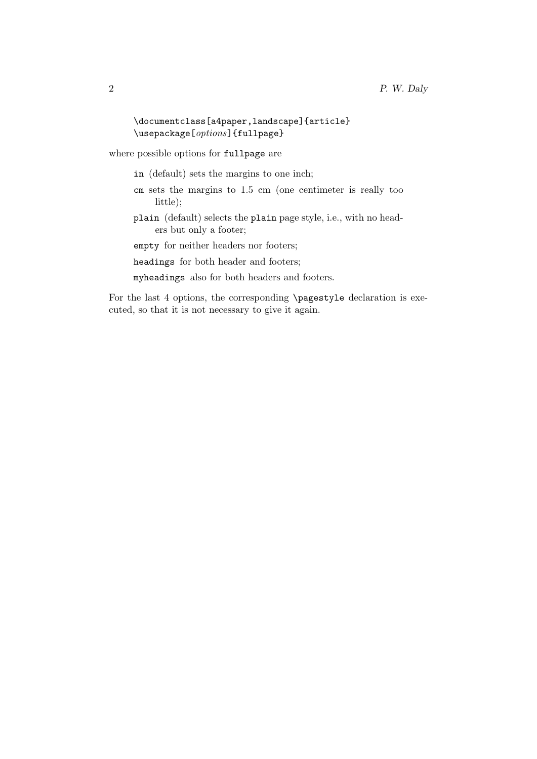```
\documentclass[a4paper,landscape]{article}
\usepackage[options]{fullpage}
```

where possible options for `fullpage` are

`in` (default) sets the margins to one inch;

`cm` sets the margins to 1.5 cm (one centimeter is really too little);

`plain` (default) selects the `plain` page style, i.e., with no headers but only a footer;

`empty` for neither headers nor footers;

`headings` for both header and footers;

`myheadings` also for both headers and footers.

For the last 4 options, the corresponding `\pagestyle` declaration is executed, so that it is not necessary to give it again.